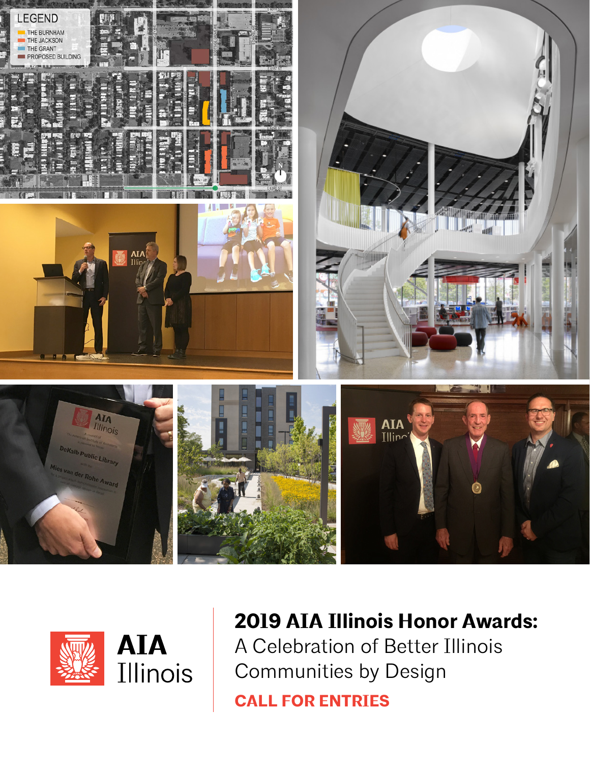AIA Illinois

# 2019 AIA Illinois Honor Awards:

A Celebration of Better Illinois Communities by Design

**CALL FOR ENTRIES**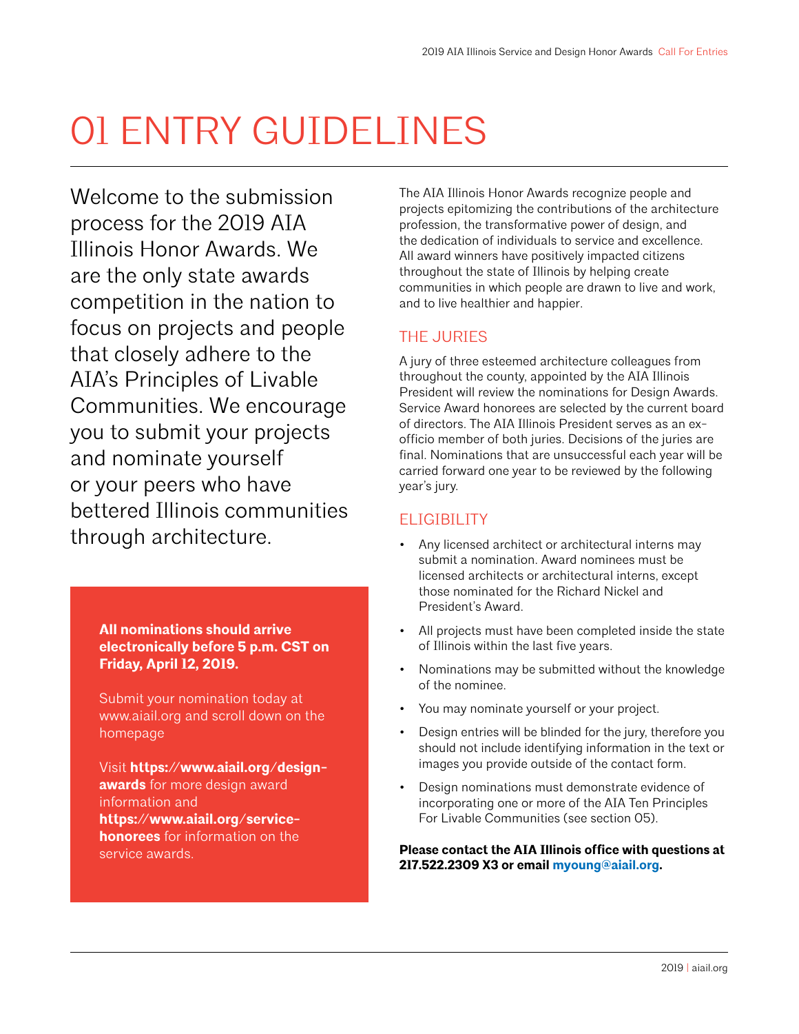# 01 ENTRY GUIDELINES

Welcome to the submission process for the 2019 AIA Illinois Honor Awards. We are the only state awards competition in the nation to focus on projects and people that closely adhere to the AIA's Principles of Livable Communities. We encourage you to submit your projects and nominate yourself or your peers who have bettered Illinois communities through architecture.

**All nominations should arrive electronically before 5 p.m. CST on Friday, April 12, 2019.**

Submit your nomination today at www.aiail.org and scroll down on the homepage

Visit **https://www.aiail.org/design-awards** for more design award information and **https://www.aiail.org/service-honorees** for information on the service awards.

The AIA Illinois Honor Awards recognize people and projects epitomizing the contributions of the architecture profession, the transformative power of design, and the dedication of individuals to service and excellence. All award winners have positively impacted citizens throughout the state of Illinois by helping create communities in which people are drawn to live and work, and to live healthier and happier.

## THE JURIES

A jury of three esteemed architecture colleagues from throughout the county, appointed by the AIA Illinois President will review the nominations for Design Awards. Service Award honorees are selected by the current board of directors. The AIA Illinois President serves as an ex-officio member of both juries. Decisions of the juries are final. Nominations that are unsuccessful each year will be carried forward one year to be reviewed by the following year's jury.

## ELIGIBILITY

- Any licensed architect or architectural interns may submit a nomination. Award nominees must be licensed architects or architectural interns, except those nominated for the Richard Nickel and President's Award.
- All projects must have been completed inside the state of Illinois within the last five years.
- Nominations may be submitted without the knowledge of the nominee.
- You may nominate yourself or your project.
- Design entries will be blinded for the jury, therefore you should not include identifying information in the text or images you provide outside of the contact form.
- Design nominations must demonstrate evidence of incorporating one or more of the AIA Ten Principles For Livable Communities (see section 05).

**Please contact the AIA Illinois office with questions at 217.522.2309 X3 or email myoung@aiail.org.**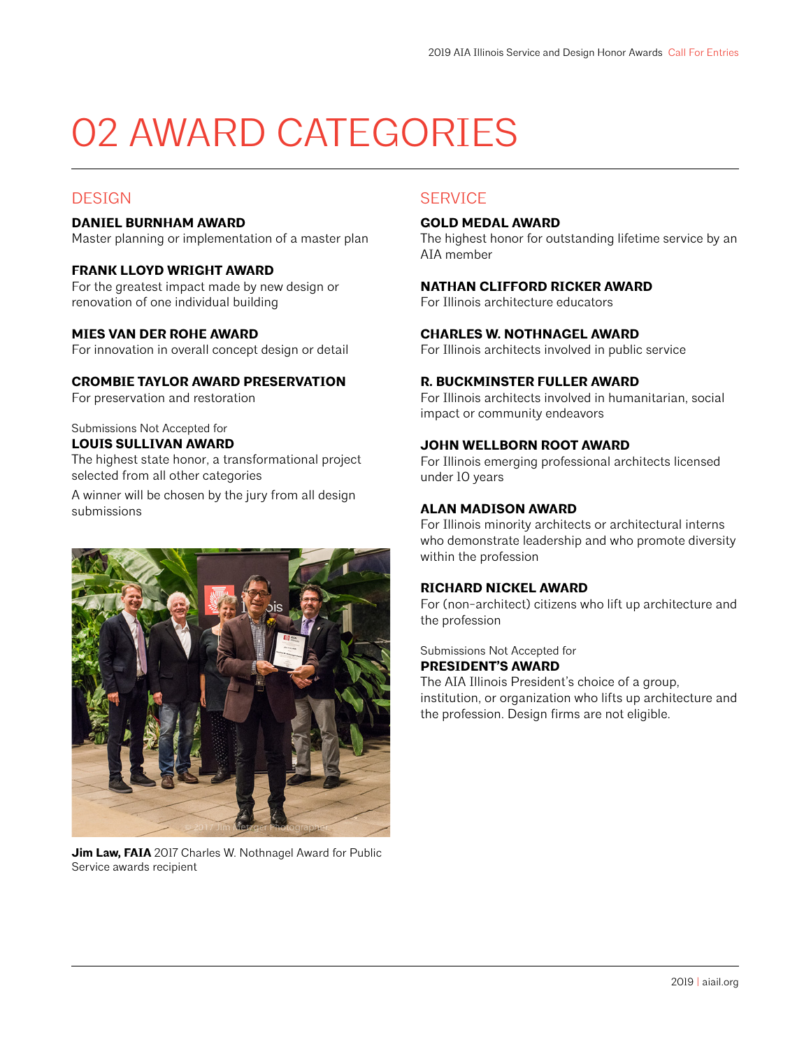# 02 AWARD CATEGORIES

## DESIGN

**DANIEL BURNHAM AWARD**
Master planning or implementation of a master plan

**FRANK LLOYD WRIGHT AWARD**
For the greatest impact made by new design or renovation of one individual building

**MIES VAN DER ROHE AWARD**
For innovation in overall concept design or detail

**CROMBIE TAYLOR AWARD PRESERVATION**
For preservation and restoration

Submissions Not Accepted for
**LOUIS SULLIVAN AWARD**
The highest state honor, a transformational project selected from all other categories

A winner will be chosen by the jury from all design submissions

**Jim Law, FAIA** 2017 Charles W. Nothnagel Award for Public Service awards recipient

## SERVICE

**GOLD MEDAL AWARD**
The highest honor for outstanding lifetime service by an AIA member

**NATHAN CLIFFORD RICKER AWARD**
For Illinois architecture educators

**CHARLES W. NOTHNAGEL AWARD**
For Illinois architects involved in public service

**R. BUCKMINSTER FULLER AWARD**
For Illinois architects involved in humanitarian, social impact or community endeavors

**JOHN WELLBORN ROOT AWARD**
For Illinois emerging professional architects licensed under 10 years

**ALAN MADISON AWARD**
For Illinois minority architects or architectural interns who demonstrate leadership and who promote diversity within the profession

**RICHARD NICKEL AWARD**
For (non-architect) citizens who lift up architecture and the profession

Submissions Not Accepted for
**PRESIDENT'S AWARD**
The AIA Illinois President's choice of a group, institution, or organization who lifts up architecture and the profession. Design firms are not eligible.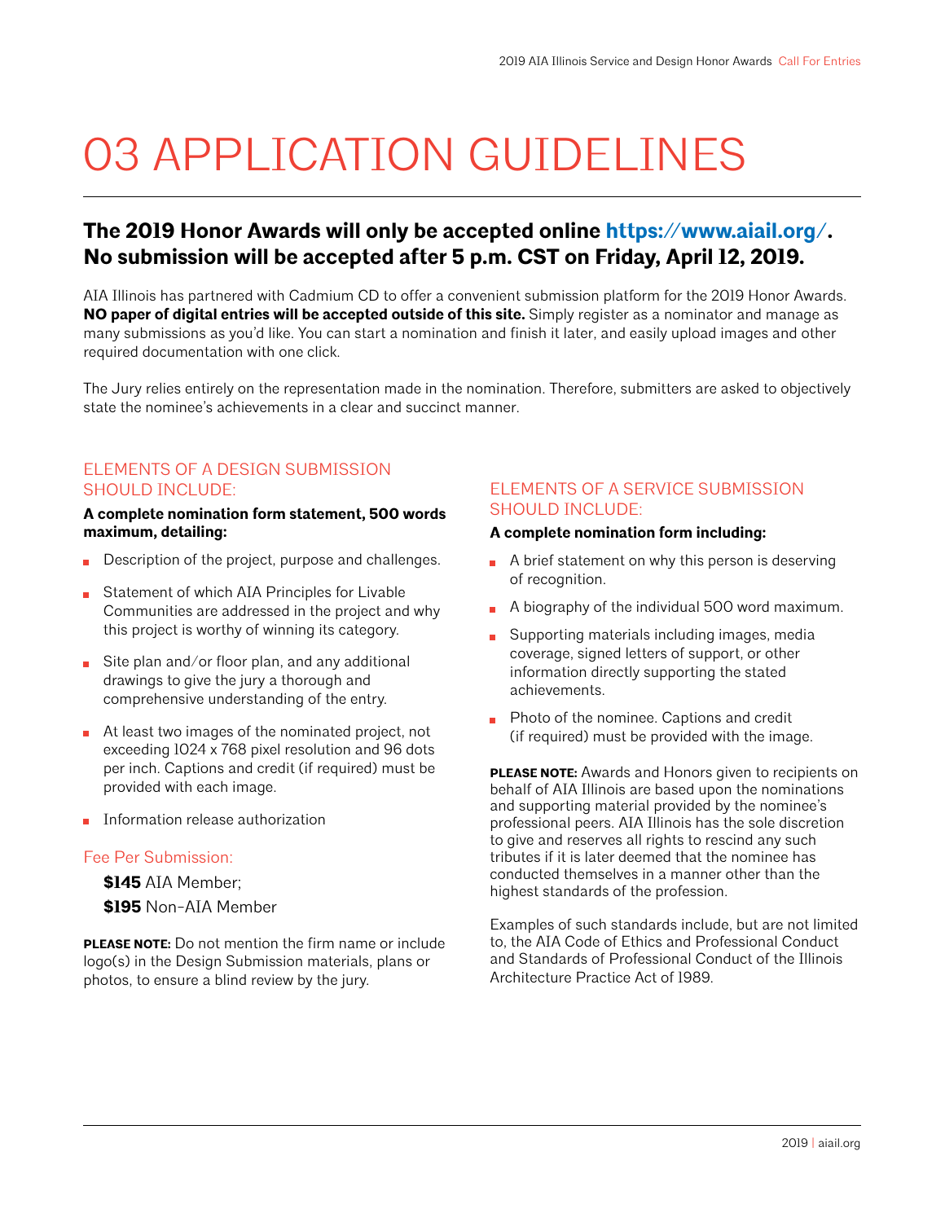# 03 APPLICATION GUIDELINES

## The 2019 Honor Awards will only be accepted online https://www.aiail.org/. No submission will be accepted after 5 p.m. CST on Friday, April 12, 2019.

AIA Illinois has partnered with Cadmium CD to offer a convenient submission platform for the 2019 Honor Awards. **NO paper of digital entries will be accepted outside of this site.** Simply register as a nominator and manage as many submissions as you'd like. You can start a nomination and finish it later, and easily upload images and other required documentation with one click.

The Jury relies entirely on the representation made in the nomination. Therefore, submitters are asked to objectively state the nominee's achievements in a clear and succinct manner.

### ELEMENTS OF A DESIGN SUBMISSION SHOULD INCLUDE:

**A complete nomination form statement, 500 words maximum, detailing:**

- Description of the project, purpose and challenges.
- Statement of which AIA Principles for Livable Communities are addressed in the project and why this project is worthy of winning its category.
- Site plan and/or floor plan, and any additional drawings to give the jury a thorough and comprehensive understanding of the entry.
- At least two images of the nominated project, not exceeding 1024 x 768 pixel resolution and 96 dots per inch. Captions and credit (if required) must be provided with each image.
- Information release authorization

### Fee Per Submission:

**$145** AIA Member;

**$195** Non-AIA Member

**PLEASE NOTE:** Do not mention the firm name or include logo(s) in the Design Submission materials, plans or photos, to ensure a blind review by the jury.

### ELEMENTS OF A SERVICE SUBMISSION SHOULD INCLUDE:

**A complete nomination form including:**

- A brief statement on why this person is deserving of recognition.
- A biography of the individual 500 word maximum.
- Supporting materials including images, media coverage, signed letters of support, or other information directly supporting the stated achievements.
- Photo of the nominee. Captions and credit (if required) must be provided with the image.

**PLEASE NOTE:** Awards and Honors given to recipients on behalf of AIA Illinois are based upon the nominations and supporting material provided by the nominee's professional peers. AIA Illinois has the sole discretion to give and reserves all rights to rescind any such tributes if it is later deemed that the nominee has conducted themselves in a manner other than the highest standards of the profession.

Examples of such standards include, but are not limited to, the AIA Code of Ethics and Professional Conduct and Standards of Professional Conduct of the Illinois Architecture Practice Act of 1989.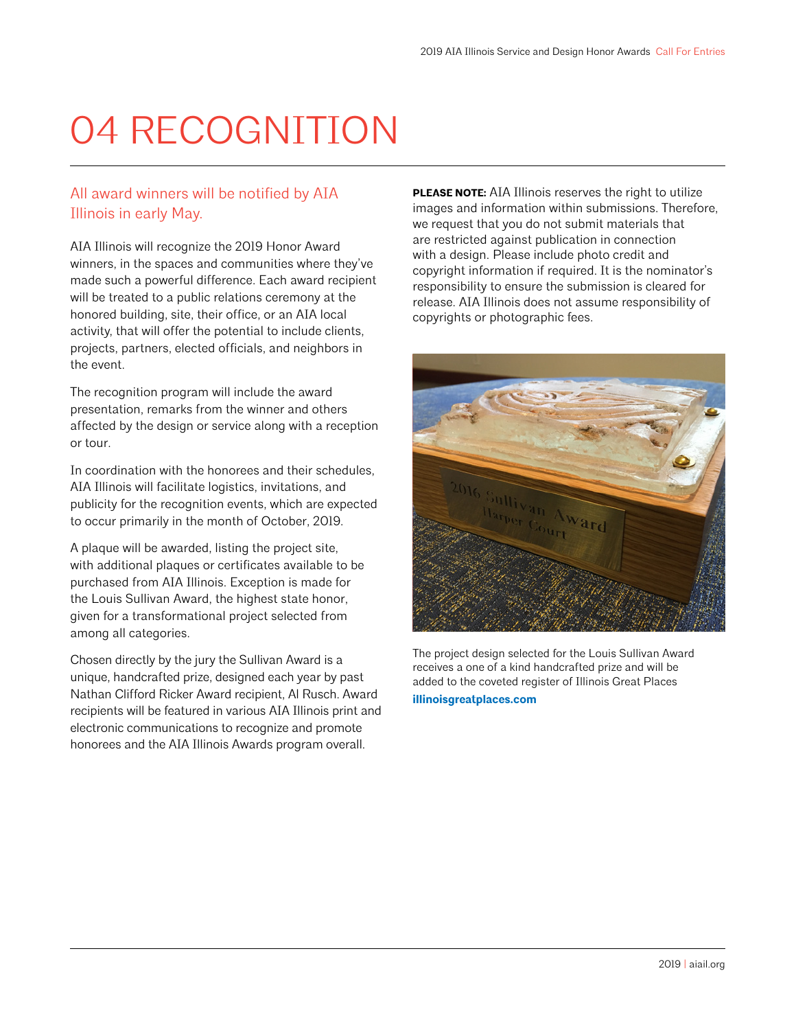# 04 RECOGNITION

## All award winners will be notified by AIA Illinois in early May.

AIA Illinois will recognize the 2019 Honor Award winners, in the spaces and communities where they've made such a powerful difference. Each award recipient will be treated to a public relations ceremony at the honored building, site, their office, or an AIA local activity, that will offer the potential to include clients, projects, partners, elected officials, and neighbors in the event.

The recognition program will include the award presentation, remarks from the winner and others affected by the design or service along with a reception or tour.

In coordination with the honorees and their schedules, AIA Illinois will facilitate logistics, invitations, and publicity for the recognition events, which are expected to occur primarily in the month of October, 2019.

A plaque will be awarded, listing the project site, with additional plaques or certificates available to be purchased from AIA Illinois. Exception is made for the Louis Sullivan Award, the highest state honor, given for a transformational project selected from among all categories.

Chosen directly by the jury the Sullivan Award is a unique, handcrafted prize, designed each year by past Nathan Clifford Ricker Award recipient, Al Rusch. Award recipients will be featured in various AIA Illinois print and electronic communications to recognize and promote honorees and the AIA Illinois Awards program overall.

**PLEASE NOTE:** AIA Illinois reserves the right to utilize images and information within submissions. Therefore, we request that you do not submit materials that are restricted against publication in connection with a design. Please include photo credit and copyright information if required. It is the nominator's responsibility to ensure the submission is cleared for release. AIA Illinois does not assume responsibility of copyrights or photographic fees.

The project design selected for the Louis Sullivan Award receives a one of a kind handcrafted prize and will be added to the coveted register of Illinois Great Places

**illinoisgreatplaces.com**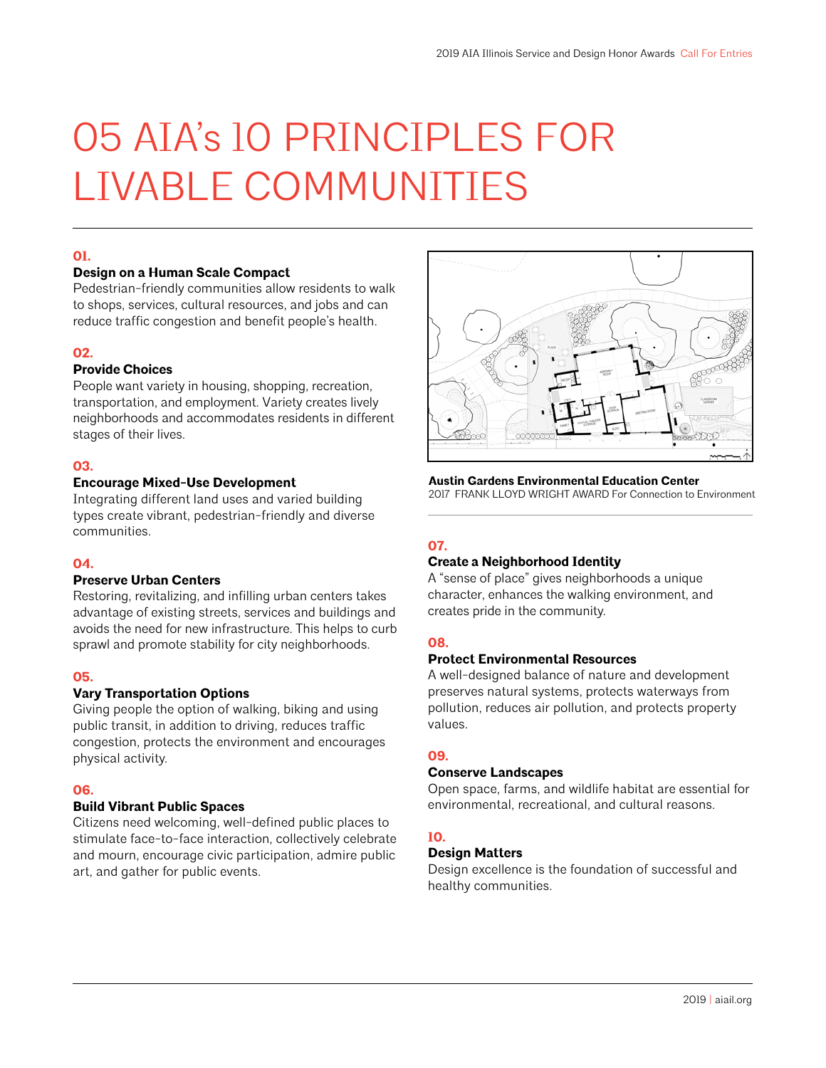# 05 AIA's 10 PRINCIPLES FOR LIVABLE COMMUNITIES

**01.**

**Design on a Human Scale Compact**

Pedestrian-friendly communities allow residents to walk to shops, services, cultural resources, and jobs and can reduce traffic congestion and benefit people's health.

**02.**

**Provide Choices**

People want variety in housing, shopping, recreation, transportation, and employment. Variety creates lively neighborhoods and accommodates residents in different stages of their lives.

**03.**

**Encourage Mixed-Use Development**

Integrating different land uses and varied building types create vibrant, pedestrian-friendly and diverse communities.

**04.**

**Preserve Urban Centers**

Restoring, revitalizing, and infilling urban centers takes advantage of existing streets, services and buildings and avoids the need for new infrastructure. This helps to curb sprawl and promote stability for city neighborhoods.

**05.**

**Vary Transportation Options**

Giving people the option of walking, biking and using public transit, in addition to driving, reduces traffic congestion, protects the environment and encourages physical activity.

**06.**

**Build Vibrant Public Spaces**

Citizens need welcoming, well-defined public places to stimulate face-to-face interaction, collectively celebrate and mourn, encourage civic participation, admire public art, and gather for public events.

**Austin Gardens Environmental Education Center**
2017 FRANK LLOYD WRIGHT AWARD For Connection to Environment

**07.**

**Create a Neighborhood Identity**

A "sense of place" gives neighborhoods a unique character, enhances the walking environment, and creates pride in the community.

**08.**

**Protect Environmental Resources**

A well-designed balance of nature and development preserves natural systems, protects waterways from pollution, reduces air pollution, and protects property values.

**09.**

**Conserve Landscapes**

Open space, farms, and wildlife habitat are essential for environmental, recreational, and cultural reasons.

**10.**

**Design Matters**

Design excellence is the foundation of successful and healthy communities.